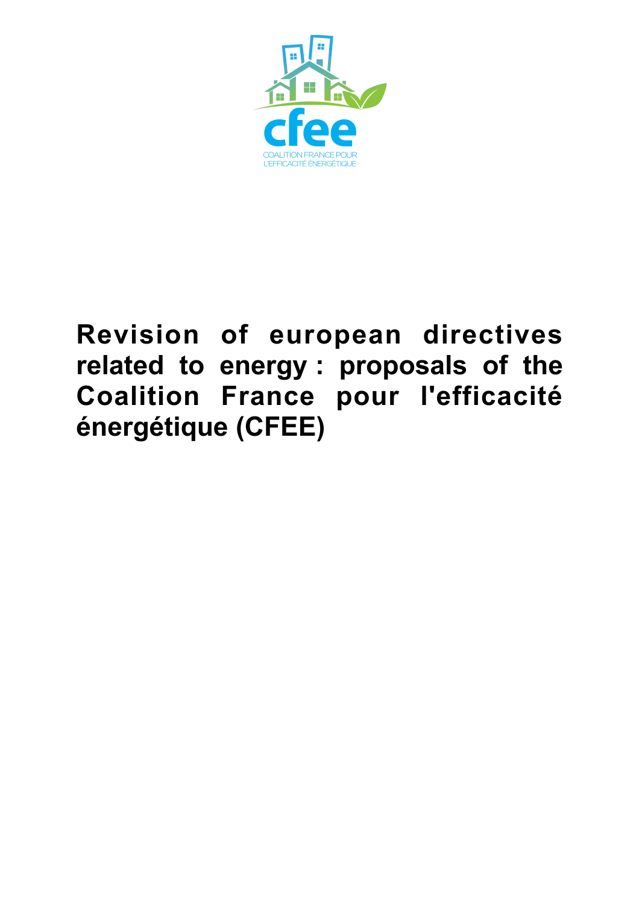cfee

COALITION FRANCE POUR L'EFFICACITÉ ÉNERGÉTIQUE

# Revision of european directives related to energy : proposals of the Coalition France pour l'efficacité énergétique (CFEE)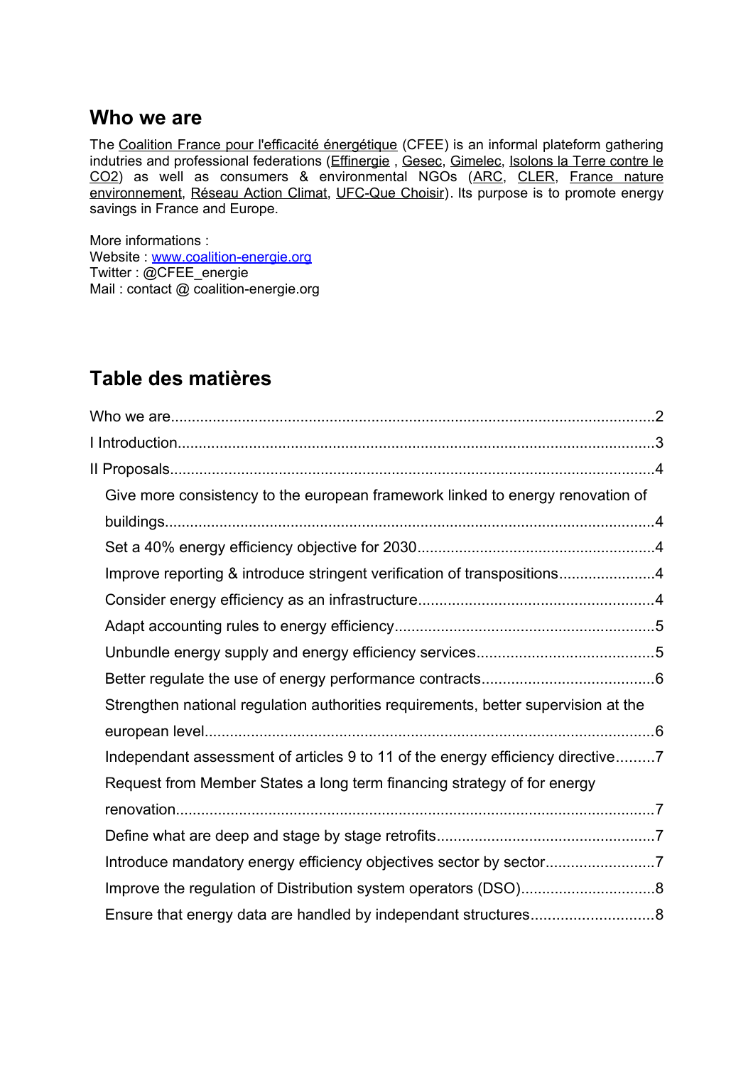## Who we are

The Coalition France pour l'efficacité énergétique (CFEE) is an informal plateform gathering indutries and professional federations (Effinergie , Gesec, Gimelec, Isolons la Terre contre le CO2) as well as consumers & environmental NGOs (ARC, CLER, France nature environnement, Réseau Action Climat, UFC-Que Choisir). Its purpose is to promote energy savings in France and Europe.

More informations :
Website : www.coalition-energie.org
Twitter : @CFEE_energie
Mail : contact @ coalition-energie.org

## Table des matières

Who we are....................................................................................................2

I Introduction..................................................................................................3

II Proposals....................................................................................................4

- Give more consistency to the european framework linked to energy renovation of buildings....................................................................................................4
- Set a 40% energy efficiency objective for 2030.........................................................4
- Improve reporting & introduce stringent verification of transpositions.......................4
- Consider energy efficiency as an infrastructure........................................................4
- Adapt accounting rules to energy efficiency.............................................................5
- Unbundle energy supply and energy efficiency services..........................................5
- Better regulate the use of energy performance contracts.........................................6
- Strengthen national regulation authorities requirements, better supervision at the european level..........................................................................................................6
- Independant assessment of articles 9 to 11 of the energy efficiency directive.........7
- Request from Member States a long term financing strategy of for energy renovation..................................................................................................................7
- Define what are deep and stage by stage retrofits....................................................7
- Introduce mandatory energy efficiency objectives sector by sector..........................7
- Improve the regulation of Distribution system operators (DSO)................................8
- Ensure that energy data are handled by independant structures.............................8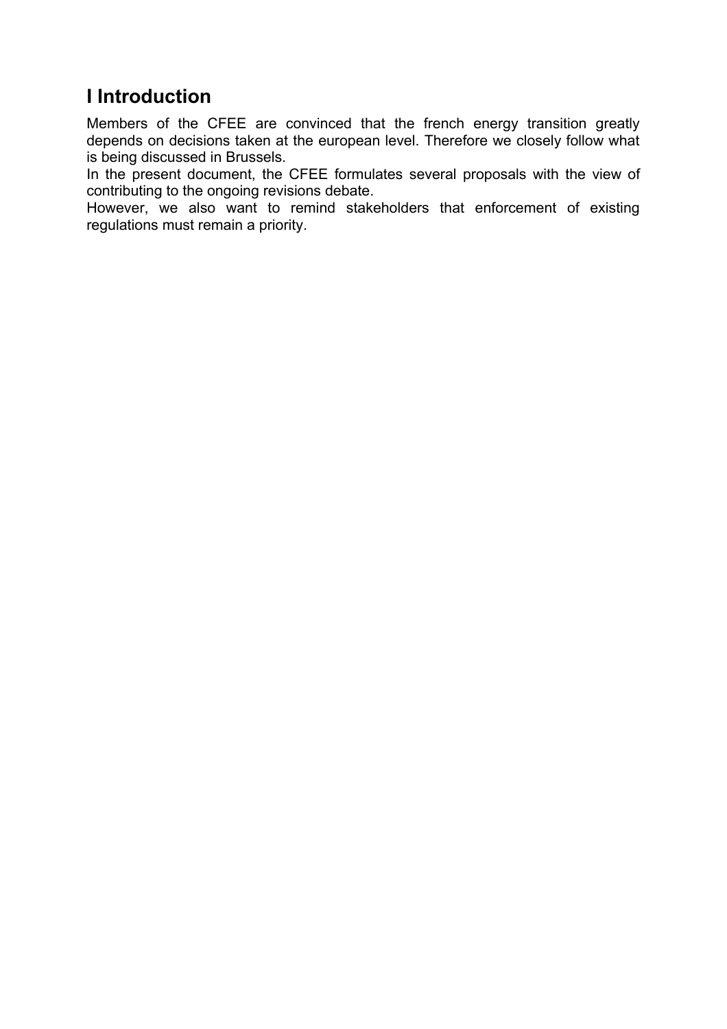# I Introduction

Members of the CFEE are convinced that the french energy transition greatly depends on decisions taken at the european level. Therefore we closely follow what is being discussed in Brussels.
In the present document, the CFEE formulates several proposals with the view of contributing to the ongoing revisions debate.
However, we also want to remind stakeholders that enforcement of existing regulations must remain a priority.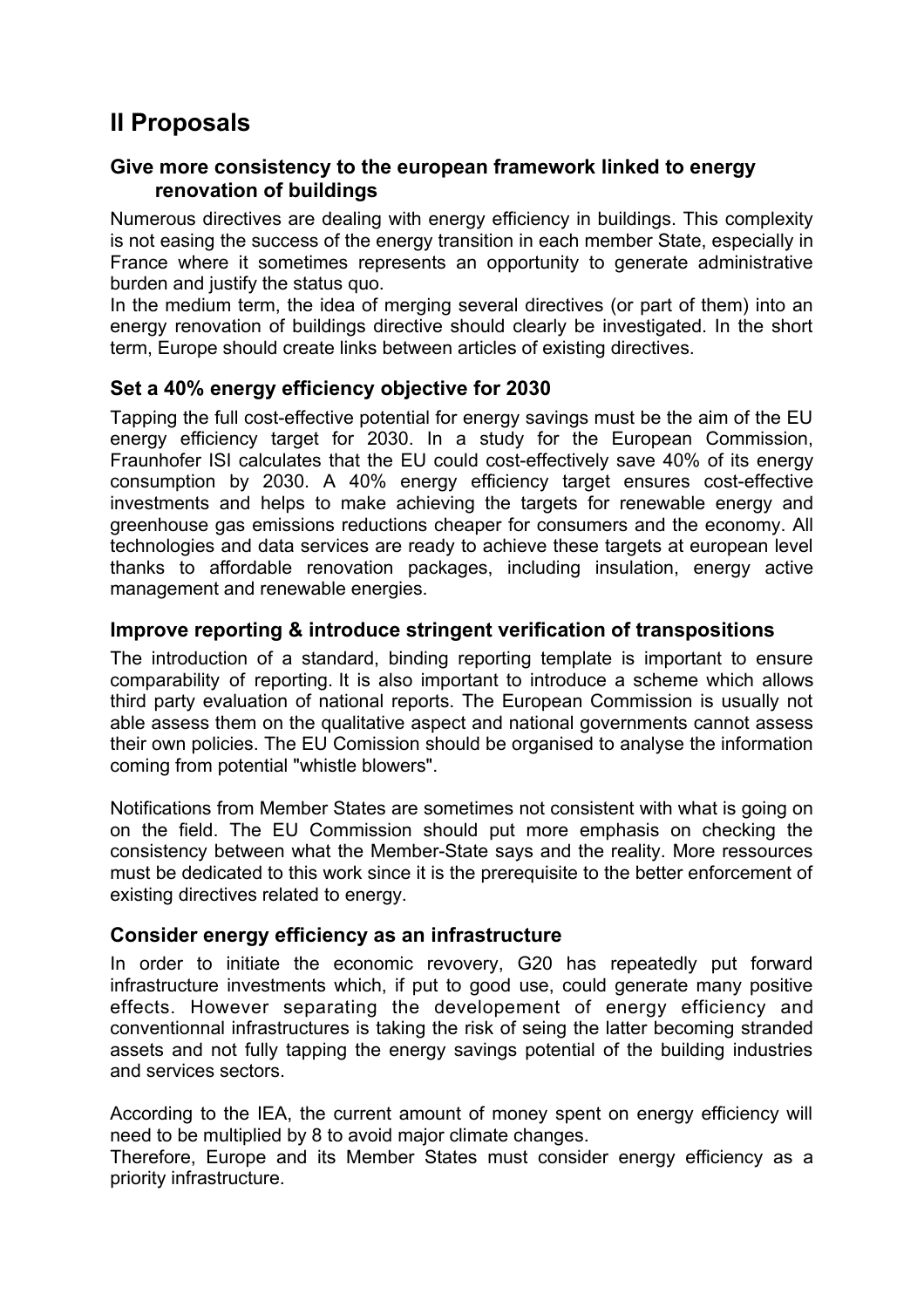# II Proposals

## Give more consistency to the european framework linked to energy renovation of buildings

Numerous directives are dealing with energy efficiency in buildings. This complexity is not easing the success of the energy transition in each member State, especially in France where it sometimes represents an opportunity to generate administrative burden and justify the status quo.

In the medium term, the idea of merging several directives (or part of them) into an energy renovation of buildings directive should clearly be investigated. In the short term, Europe should create links between articles of existing directives.

## Set a 40% energy efficiency objective for 2030

Tapping the full cost-effective potential for energy savings must be the aim of the EU energy efficiency target for 2030. In a study for the European Commission, Fraunhofer ISI calculates that the EU could cost-effectively save 40% of its energy consumption by 2030. A 40% energy efficiency target ensures cost-effective investments and helps to make achieving the targets for renewable energy and greenhouse gas emissions reductions cheaper for consumers and the economy. All technologies and data services are ready to achieve these targets at european level thanks to affordable renovation packages, including insulation, energy active management and renewable energies.

## Improve reporting & introduce stringent verification of transpositions

The introduction of a standard, binding reporting template is important to ensure comparability of reporting. It is also important to introduce a scheme which allows third party evaluation of national reports. The European Commission is usually not able assess them on the qualitative aspect and national governments cannot assess their own policies. The EU Comission should be organised to analyse the information coming from potential "whistle blowers".

Notifications from Member States are sometimes not consistent with what is going on on the field. The EU Commission should put more emphasis on checking the consistency between what the Member-State says and the reality. More ressources must be dedicated to this work since it is the prerequisite to the better enforcement of existing directives related to energy.

## Consider energy efficiency as an infrastructure

In order to initiate the economic revovery, G20 has repeatedly put forward infrastructure investments which, if put to good use, could generate many positive effects. However separating the developement of energy efficiency and conventionnal infrastructures is taking the risk of seing the latter becoming stranded assets and not fully tapping the energy savings potential of the building industries and services sectors.

According to the IEA, the current amount of money spent on energy efficiency will need to be multiplied by 8 to avoid major climate changes.

Therefore, Europe and its Member States must consider energy efficiency as a priority infrastructure.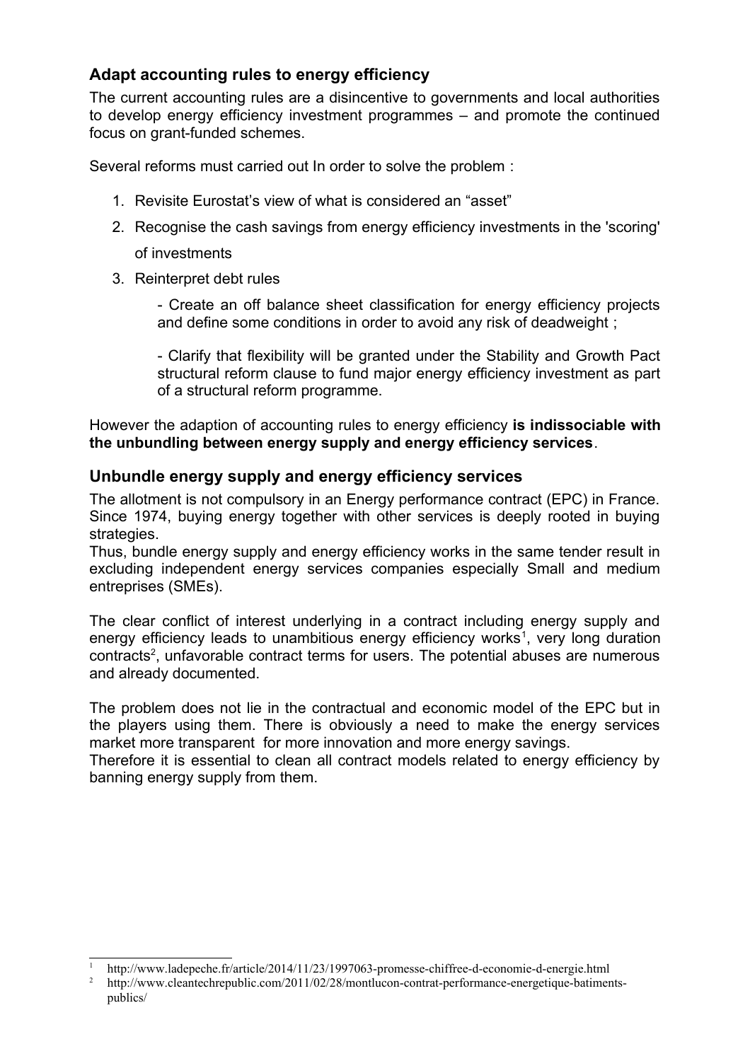## Adapt accounting rules to energy efficiency

The current accounting rules are a disincentive to governments and local authorities to develop energy efficiency investment programmes – and promote the continued focus on grant-funded schemes.

Several reforms must carried out In order to solve the problem :

1. Revisite Eurostat's view of what is considered an "asset"
2. Recognise the cash savings from energy efficiency investments in the 'scoring' of investments
3. Reinterpret debt rules

   - Create an off balance sheet classification for energy efficiency projects and define some conditions in order to avoid any risk of deadweight ;

   - Clarify that flexibility will be granted under the Stability and Growth Pact structural reform clause to fund major energy efficiency investment as part of a structural reform programme.

However the adaption of accounting rules to energy efficiency **is indissociable with the unbundling between energy supply and energy efficiency services**.

## Unbundle energy supply and energy efficiency services

The allotment is not compulsory in an Energy performance contract (EPC) in France. Since 1974, buying energy together with other services is deeply rooted in buying strategies.
Thus, bundle energy supply and energy efficiency works in the same tender result in excluding independent energy services companies especially Small and medium entreprises (SMEs).

The clear conflict of interest underlying in a contract including energy supply and energy efficiency leads to unambitious energy efficiency works[1], very long duration contracts[2], unfavorable contract terms for users. The potential abuses are numerous and already documented.

The problem does not lie in the contractual and economic model of the EPC but in the players using them. There is obviously a need to make the energy services market more transparent for more innovation and more energy savings.
Therefore it is essential to clean all contract models related to energy efficiency by banning energy supply from them.

[1] http://www.ladepeche.fr/article/2014/11/23/1997063-promesse-chiffree-d-economie-d-energie.html

[2] http://www.cleantechrepublic.com/2011/02/28/montlucon-contrat-performance-energetique-batiments-publics/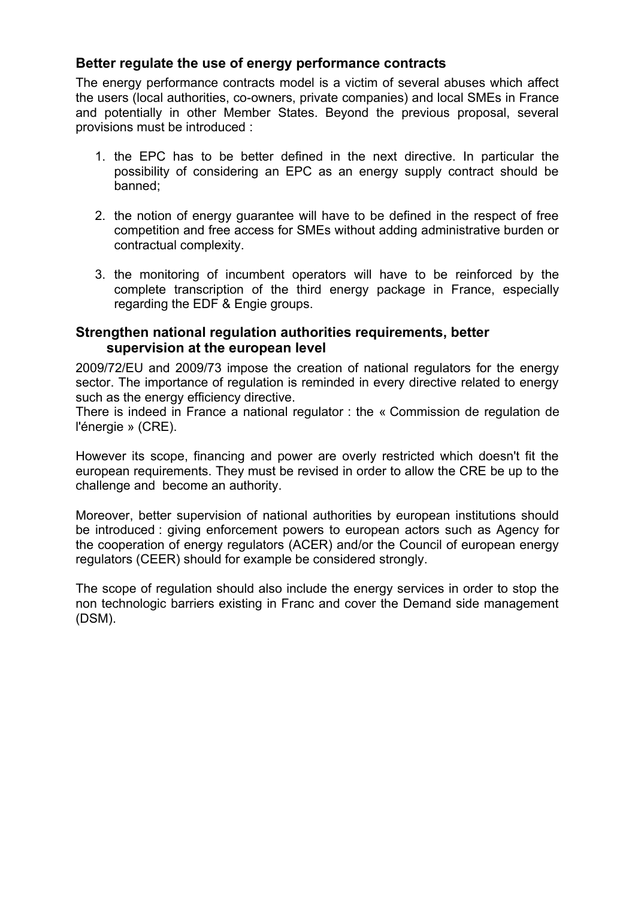## Better regulate the use of energy performance contracts

The energy performance contracts model is a victim of several abuses which affect the users (local authorities, co-owners, private companies) and local SMEs in France and potentially in other Member States. Beyond the previous proposal, several provisions must be introduced :

1. the EPC has to be better defined in the next directive. In particular the possibility of considering an EPC as an energy supply contract should be banned;

2. the notion of energy guarantee will have to be defined in the respect of free competition and free access for SMEs without adding administrative burden or contractual complexity.

3. the monitoring of incumbent operators will have to be reinforced by the complete transcription of the third energy package in France, especially regarding the EDF & Engie groups.

## Strengthen national regulation authorities requirements, better supervision at the european level

2009/72/EU and 2009/73 impose the creation of national regulators for the energy sector. The importance of regulation is reminded in every directive related to energy such as the energy efficiency directive.
There is indeed in France a national regulator : the « Commission de regulation de l'énergie » (CRE).

However its scope, financing and power are overly restricted which doesn't fit the european requirements. They must be revised in order to allow the CRE be up to the challenge and become an authority.

Moreover, better supervision of national authorities by european institutions should be introduced : giving enforcement powers to european actors such as Agency for the cooperation of energy regulators (ACER) and/or the Council of european energy regulators (CEER) should for example be considered strongly.

The scope of regulation should also include the energy services in order to stop the non technologic barriers existing in Franc and cover the Demand side management (DSM).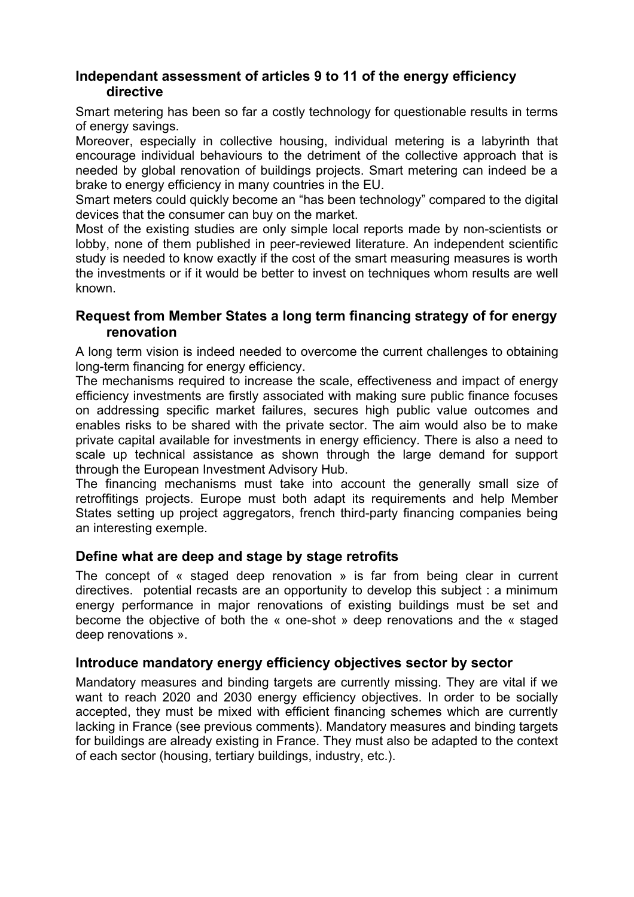## Independant assessment of articles 9 to 11 of the energy efficiency directive

Smart metering has been so far a costly technology for questionable results in terms of energy savings.

Moreover, especially in collective housing, individual metering is a labyrinth that encourage individual behaviours to the detriment of the collective approach that is needed by global renovation of buildings projects. Smart metering can indeed be a brake to energy efficiency in many countries in the EU.

Smart meters could quickly become an "has been technology" compared to the digital devices that the consumer can buy on the market.

Most of the existing studies are only simple local reports made by non-scientists or lobby, none of them published in peer-reviewed literature. An independent scientific study is needed to know exactly if the cost of the smart measuring measures is worth the investments or if it would be better to invest on techniques whom results are well known.

## Request from Member States a long term financing strategy of for energy renovation

A long term vision is indeed needed to overcome the current challenges to obtaining long-term financing for energy efficiency.

The mechanisms required to increase the scale, effectiveness and impact of energy efficiency investments are firstly associated with making sure public finance focuses on addressing specific market failures, secures high public value outcomes and enables risks to be shared with the private sector. The aim would also be to make private capital available for investments in energy efficiency. There is also a need to scale up technical assistance as shown through the large demand for support through the European Investment Advisory Hub.

The financing mechanisms must take into account the generally small size of retroffitings projects. Europe must both adapt its requirements and help Member States setting up project aggregators, french third-party financing companies being an interesting exemple.

## Define what are deep and stage by stage retrofits

The concept of « staged deep renovation » is far from being clear in current directives. potential recasts are an opportunity to develop this subject : a minimum energy performance in major renovations of existing buildings must be set and become the objective of both the « one-shot » deep renovations and the « staged deep renovations ».

## Introduce mandatory energy efficiency objectives sector by sector

Mandatory measures and binding targets are currently missing. They are vital if we want to reach 2020 and 2030 energy efficiency objectives. In order to be socially accepted, they must be mixed with efficient financing schemes which are currently lacking in France (see previous comments). Mandatory measures and binding targets for buildings are already existing in France. They must also be adapted to the context of each sector (housing, tertiary buildings, industry, etc.).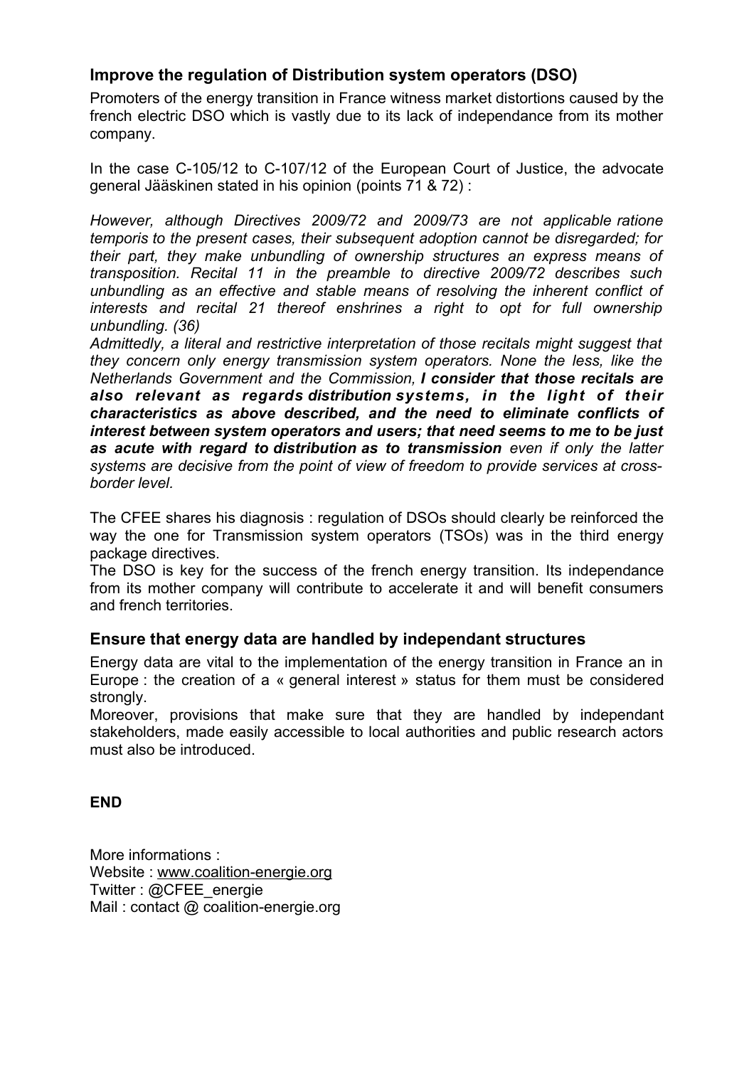## Improve the regulation of Distribution system operators (DSO)

Promoters of the energy transition in France witness market distortions caused by the french electric DSO which is vastly due to its lack of independance from its mother company.

In the case C-105/12 to C-107/12 of the European Court of Justice, the advocate general Jääskinen stated in his opinion (points 71 & 72) :

*However, although Directives 2009/72 and 2009/73 are not applicable ratione temporis to the present cases, their subsequent adoption cannot be disregarded; for their part, they make unbundling of ownership structures an express means of transposition. Recital 11 in the preamble to directive 2009/72 describes such unbundling as an effective and stable means of resolving the inherent conflict of interests and recital 21 thereof enshrines a right to opt for full ownership unbundling. (36)*

*Admittedly, a literal and restrictive interpretation of those recitals might suggest that they concern only energy transmission system operators. None the less, like the Netherlands Government and the Commission,* ***I consider that those recitals are also relevant as regards distribution systems, in the light of their characteristics as above described, and the need to eliminate conflicts of interest between system operators and users; that need seems to me to be just as acute with regard to distribution as to transmission*** *even if only the latter systems are decisive from the point of view of freedom to provide services at cross-border level.*

The CFEE shares his diagnosis : regulation of DSOs should clearly be reinforced the way the one for Transmission system operators (TSOs) was in the third energy package directives.

The DSO is key for the success of the french energy transition. Its independance from its mother company will contribute to accelerate it and will benefit consumers and french territories.

## Ensure that energy data are handled by independant structures

Energy data are vital to the implementation of the energy transition in France an in Europe : the creation of a « general interest » status for them must be considered strongly.

Moreover, provisions that make sure that they are handled by independant stakeholders, made easily accessible to local authorities and public research actors must also be introduced.

**END**

More informations :
Website : www.coalition-energie.org
Twitter : @CFEE_energie
Mail : contact @ coalition-energie.org